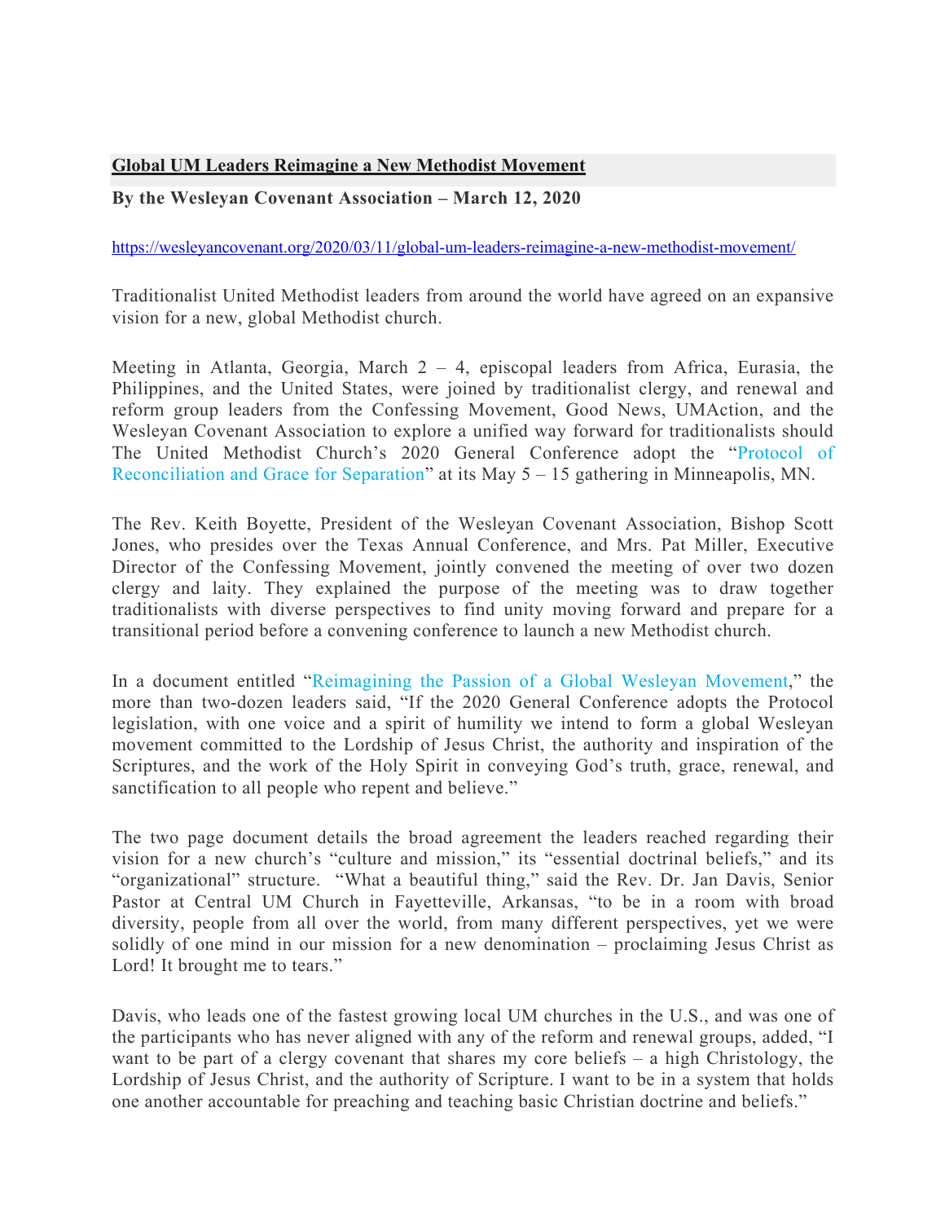# Global UM Leaders Reimagine a New Methodist Movement

**By the Wesleyan Covenant Association – March 12, 2020**

https://wesleyancovenant.org/2020/03/11/global-um-leaders-reimagine-a-new-methodist-movement/

Traditionalist United Methodist leaders from around the world have agreed on an expansive vision for a new, global Methodist church.

Meeting in Atlanta, Georgia, March 2 – 4, episcopal leaders from Africa, Eurasia, the Philippines, and the United States, were joined by traditionalist clergy, and renewal and reform group leaders from the Confessing Movement, Good News, UMAction, and the Wesleyan Covenant Association to explore a unified way forward for traditionalists should The United Methodist Church's 2020 General Conference adopt the "Protocol of Reconciliation and Grace for Separation" at its May 5 – 15 gathering in Minneapolis, MN.

The Rev. Keith Boyette, President of the Wesleyan Covenant Association, Bishop Scott Jones, who presides over the Texas Annual Conference, and Mrs. Pat Miller, Executive Director of the Confessing Movement, jointly convened the meeting of over two dozen clergy and laity. They explained the purpose of the meeting was to draw together traditionalists with diverse perspectives to find unity moving forward and prepare for a transitional period before a convening conference to launch a new Methodist church.

In a document entitled "Reimagining the Passion of a Global Wesleyan Movement," the more than two-dozen leaders said, "If the 2020 General Conference adopts the Protocol legislation, with one voice and a spirit of humility we intend to form a global Wesleyan movement committed to the Lordship of Jesus Christ, the authority and inspiration of the Scriptures, and the work of the Holy Spirit in conveying God's truth, grace, renewal, and sanctification to all people who repent and believe."

The two page document details the broad agreement the leaders reached regarding their vision for a new church's "culture and mission," its "essential doctrinal beliefs," and its "organizational" structure. "What a beautiful thing," said the Rev. Dr. Jan Davis, Senior Pastor at Central UM Church in Fayetteville, Arkansas, "to be in a room with broad diversity, people from all over the world, from many different perspectives, yet we were solidly of one mind in our mission for a new denomination – proclaiming Jesus Christ as Lord! It brought me to tears."

Davis, who leads one of the fastest growing local UM churches in the U.S., and was one of the participants who has never aligned with any of the reform and renewal groups, added, "I want to be part of a clergy covenant that shares my core beliefs – a high Christology, the Lordship of Jesus Christ, and the authority of Scripture. I want to be in a system that holds one another accountable for preaching and teaching basic Christian doctrine and beliefs."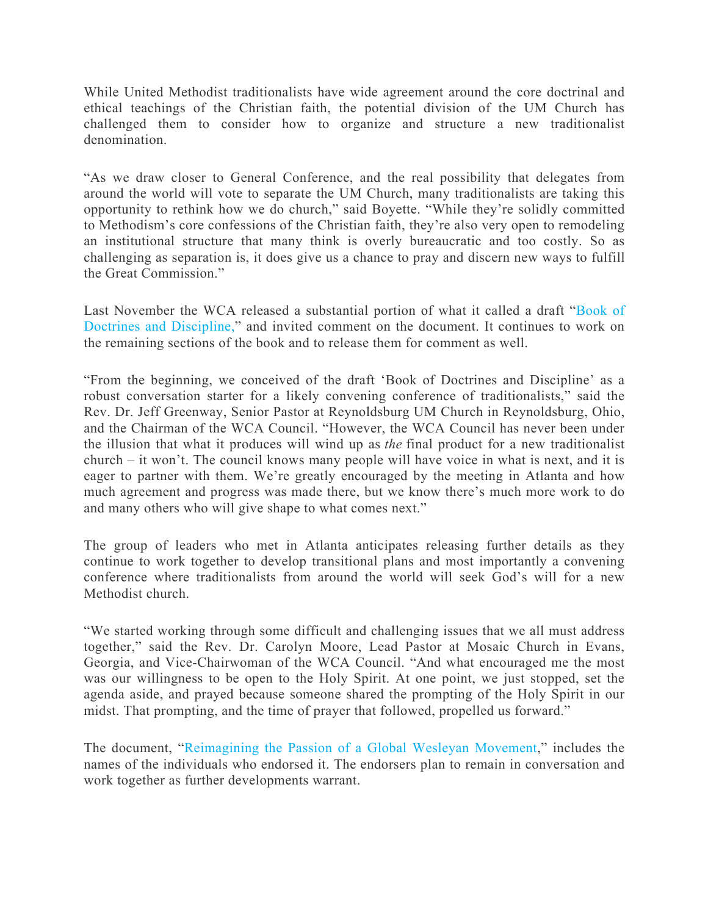While United Methodist traditionalists have wide agreement around the core doctrinal and ethical teachings of the Christian faith, the potential division of the UM Church has challenged them to consider how to organize and structure a new traditionalist denomination.

"As we draw closer to General Conference, and the real possibility that delegates from around the world will vote to separate the UM Church, many traditionalists are taking this opportunity to rethink how we do church," said Boyette. "While they're solidly committed to Methodism's core confessions of the Christian faith, they're also very open to remodeling an institutional structure that many think is overly bureaucratic and too costly. So as challenging as separation is, it does give us a chance to pray and discern new ways to fulfill the Great Commission."

Last November the WCA released a substantial portion of what it called a draft "Book of Doctrines and Discipline," and invited comment on the document. It continues to work on the remaining sections of the book and to release them for comment as well.

"From the beginning, we conceived of the draft 'Book of Doctrines and Discipline' as a robust conversation starter for a likely convening conference of traditionalists," said the Rev. Dr. Jeff Greenway, Senior Pastor at Reynoldsburg UM Church in Reynoldsburg, Ohio, and the Chairman of the WCA Council. "However, the WCA Council has never been under the illusion that what it produces will wind up as *the* final product for a new traditionalist church – it won't. The council knows many people will have voice in what is next, and it is eager to partner with them. We're greatly encouraged by the meeting in Atlanta and how much agreement and progress was made there, but we know there's much more work to do and many others who will give shape to what comes next."

The group of leaders who met in Atlanta anticipates releasing further details as they continue to work together to develop transitional plans and most importantly a convening conference where traditionalists from around the world will seek God's will for a new Methodist church.

"We started working through some difficult and challenging issues that we all must address together," said the Rev. Dr. Carolyn Moore, Lead Pastor at Mosaic Church in Evans, Georgia, and Vice-Chairwoman of the WCA Council. "And what encouraged me the most was our willingness to be open to the Holy Spirit. At one point, we just stopped, set the agenda aside, and prayed because someone shared the prompting of the Holy Spirit in our midst. That prompting, and the time of prayer that followed, propelled us forward."

The document, "Reimagining the Passion of a Global Wesleyan Movement," includes the names of the individuals who endorsed it. The endorsers plan to remain in conversation and work together as further developments warrant.